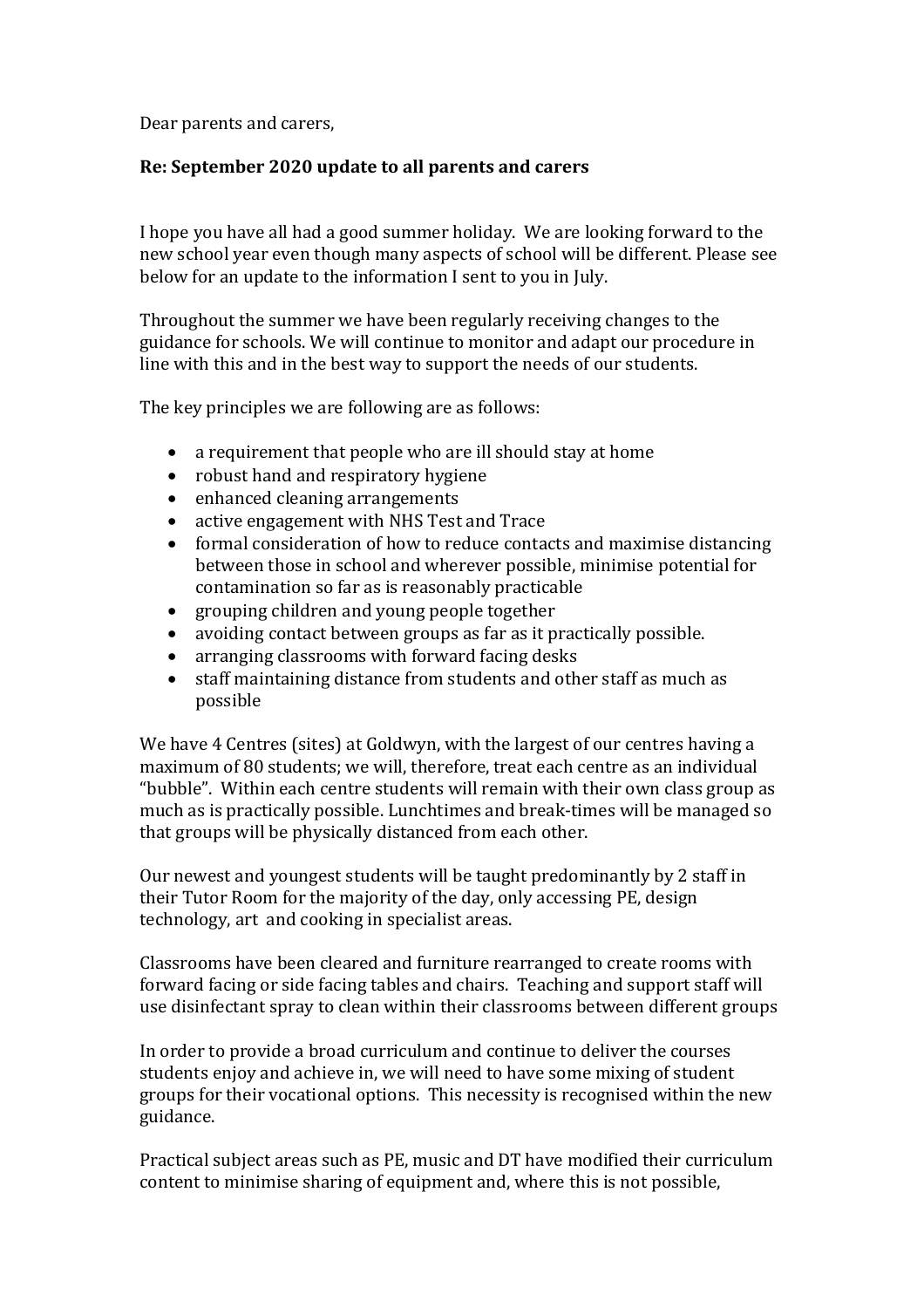Dear parents and carers,

**Re: September 2020 update to all parents and carers**

I hope you have all had a good summer holiday. We are looking forward to the new school year even though many aspects of school will be different. Please see below for an update to the information I sent to you in July.

Throughout the summer we have been regularly receiving changes to the guidance for schools. We will continue to monitor and adapt our procedure in line with this and in the best way to support the needs of our students.

The key principles we are following are as follows:

- a requirement that people who are ill should stay at home
- robust hand and respiratory hygiene
- enhanced cleaning arrangements
- active engagement with NHS Test and Trace
- formal consideration of how to reduce contacts and maximise distancing between those in school and wherever possible, minimise potential for contamination so far as is reasonably practicable
- grouping children and young people together
- avoiding contact between groups as far as it practically possible.
- arranging classrooms with forward facing desks
- staff maintaining distance from students and other staff as much as possible

We have 4 Centres (sites) at Goldwyn, with the largest of our centres having a maximum of 80 students; we will, therefore, treat each centre as an individual "bubble". Within each centre students will remain with their own class group as much as is practically possible. Lunchtimes and break-times will be managed so that groups will be physically distanced from each other.

Our newest and youngest students will be taught predominantly by 2 staff in their Tutor Room for the majority of the day, only accessing PE, design technology, art and cooking in specialist areas.

Classrooms have been cleared and furniture rearranged to create rooms with forward facing or side facing tables and chairs. Teaching and support staff will use disinfectant spray to clean within their classrooms between different groups

In order to provide a broad curriculum and continue to deliver the courses students enjoy and achieve in, we will need to have some mixing of student groups for their vocational options. This necessity is recognised within the new guidance.

Practical subject areas such as PE, music and DT have modified their curriculum content to minimise sharing of equipment and, where this is not possible,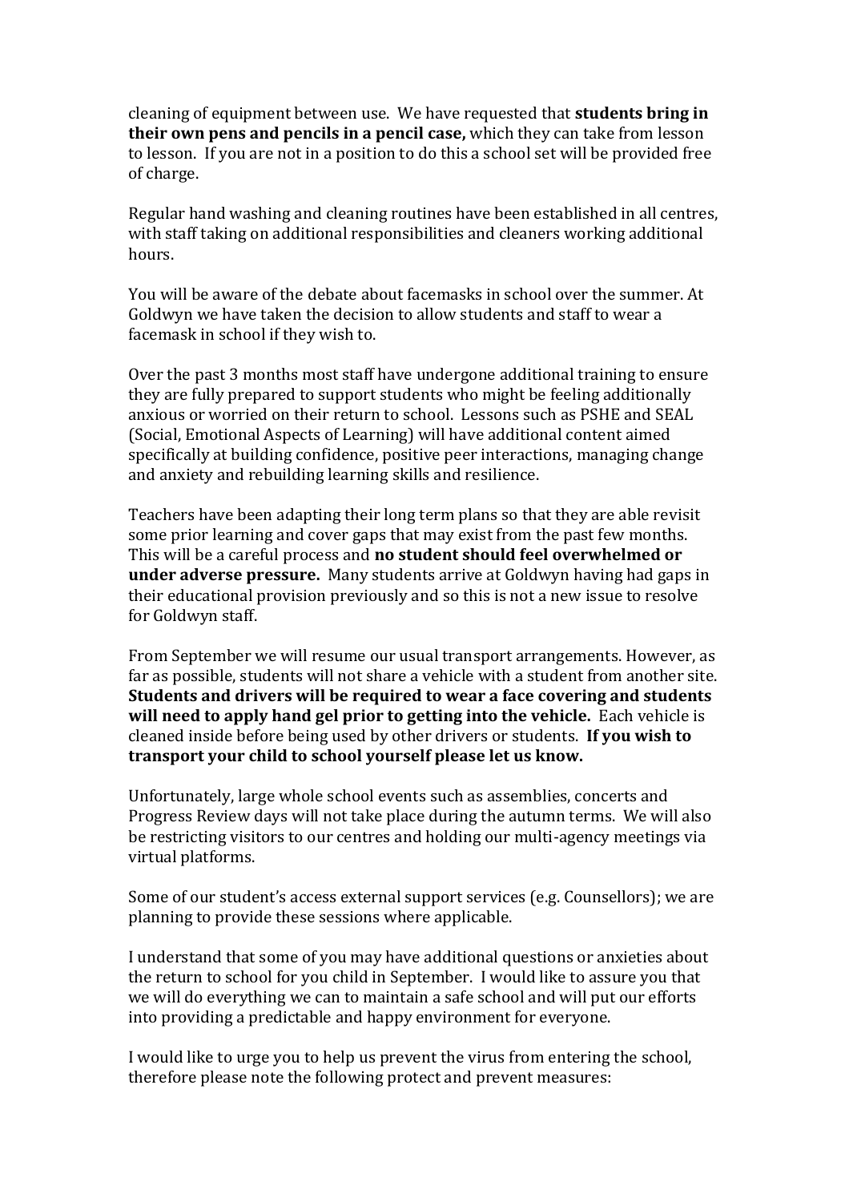cleaning of equipment between use. We have requested that **students bring in their own pens and pencils in a pencil case,** which they can take from lesson to lesson. If you are not in a position to do this a school set will be provided free of charge.

Regular hand washing and cleaning routines have been established in all centres, with staff taking on additional responsibilities and cleaners working additional hours.

You will be aware of the debate about facemasks in school over the summer. At Goldwyn we have taken the decision to allow students and staff to wear a facemask in school if they wish to.

Over the past 3 months most staff have undergone additional training to ensure they are fully prepared to support students who might be feeling additionally anxious or worried on their return to school. Lessons such as PSHE and SEAL (Social, Emotional Aspects of Learning) will have additional content aimed specifically at building confidence, positive peer interactions, managing change and anxiety and rebuilding learning skills and resilience.

Teachers have been adapting their long term plans so that they are able revisit some prior learning and cover gaps that may exist from the past few months. This will be a careful process and **no student should feel overwhelmed or under adverse pressure.** Many students arrive at Goldwyn having had gaps in their educational provision previously and so this is not a new issue to resolve for Goldwyn staff.

From September we will resume our usual transport arrangements. However, as far as possible, students will not share a vehicle with a student from another site. **Students and drivers will be required to wear a face covering and students will need to apply hand gel prior to getting into the vehicle.** Each vehicle is cleaned inside before being used by other drivers or students. **If you wish to transport your child to school yourself please let us know.**

Unfortunately, large whole school events such as assemblies, concerts and Progress Review days will not take place during the autumn terms. We will also be restricting visitors to our centres and holding our multi-agency meetings via virtual platforms.

Some of our student's access external support services (e.g. Counsellors); we are planning to provide these sessions where applicable.

I understand that some of you may have additional questions or anxieties about the return to school for you child in September. I would like to assure you that we will do everything we can to maintain a safe school and will put our efforts into providing a predictable and happy environment for everyone.

I would like to urge you to help us prevent the virus from entering the school, therefore please note the following protect and prevent measures: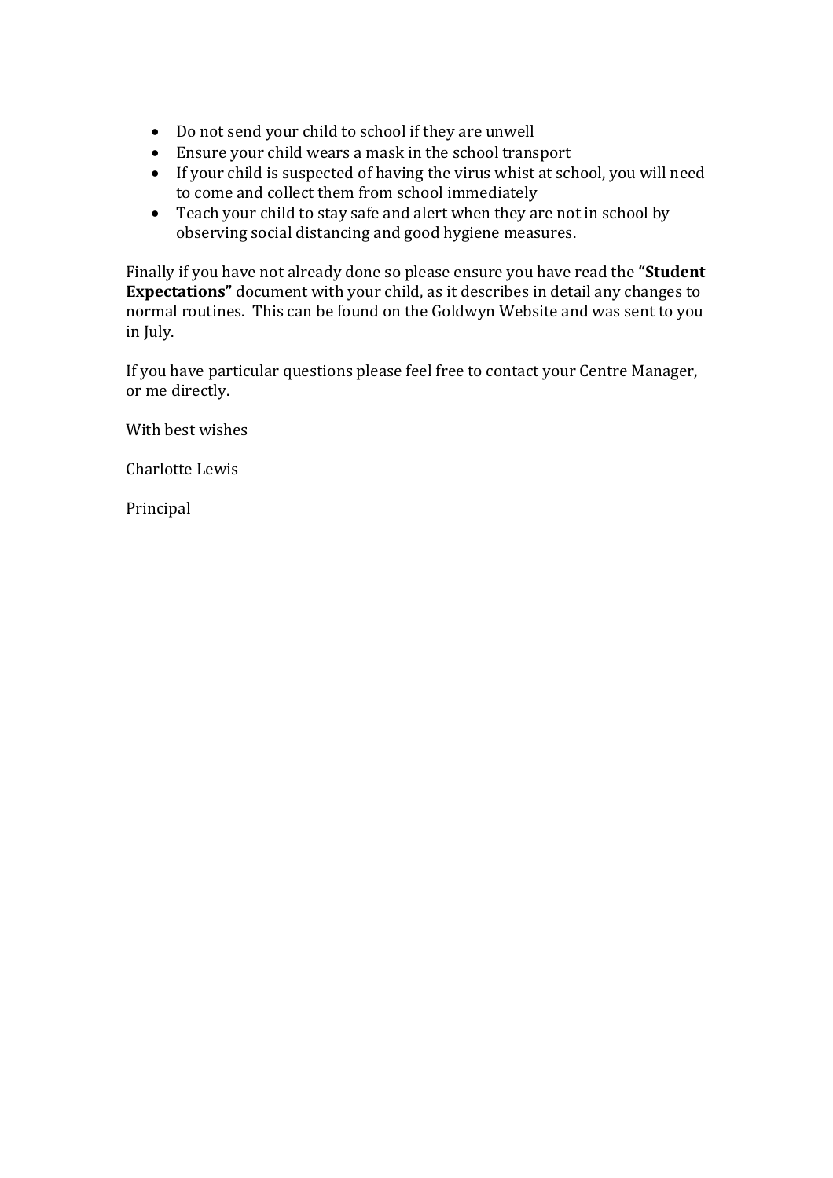- Do not send your child to school if they are unwell
- Ensure your child wears a mask in the school transport
- If your child is suspected of having the virus whist at school, you will need to come and collect them from school immediately
- Teach your child to stay safe and alert when they are not in school by observing social distancing and good hygiene measures.

Finally if you have not already done so please ensure you have read the **"Student Expectations"** document with your child, as it describes in detail any changes to normal routines. This can be found on the Goldwyn Website and was sent to you in July.

If you have particular questions please feel free to contact your Centre Manager, or me directly.

With best wishes

Charlotte Lewis

Principal